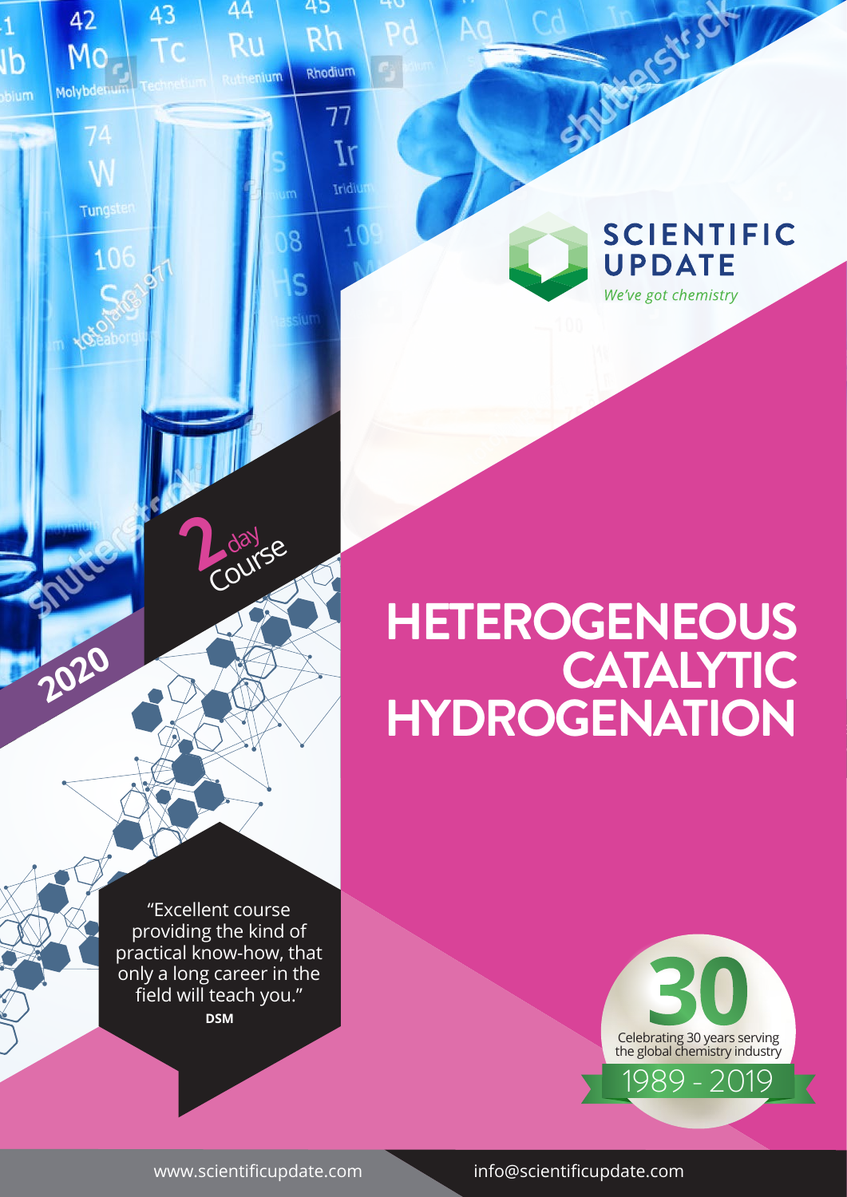SCIENTIFIC UPDATE

*We've got chemistry*

2020

2 day Course

# HETEROGENEOUS CATALYTIC HYDROGENATION

"Excellent course providing the kind of practical know-how, that only a long career in the field will teach you."
**DSM**

30

Celebrating 30 years serving the global chemistry industry

1989 - 2019

www.scientificupdate.com

info@scientificupdate.com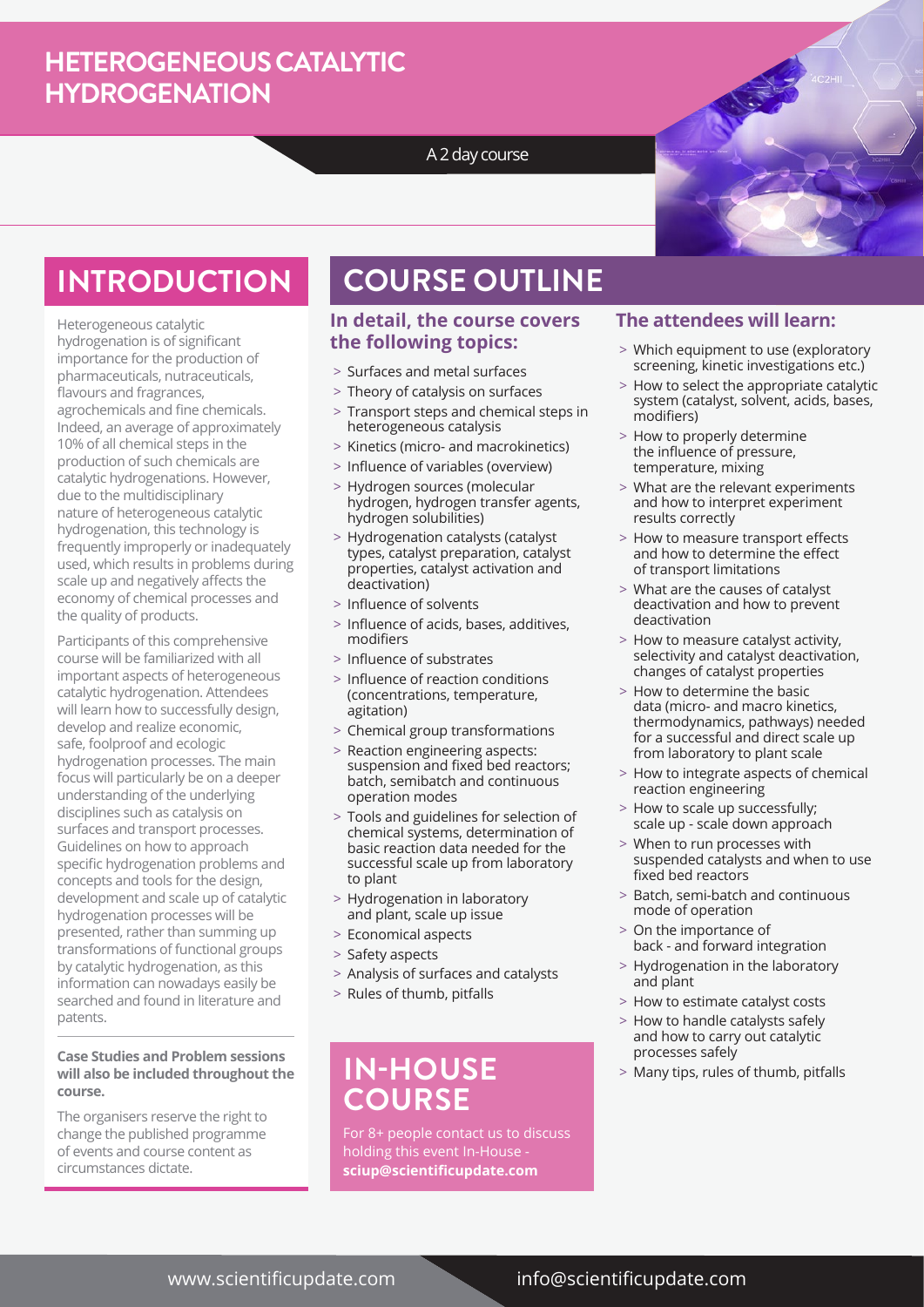# HETEROGENEOUS CATALYTIC HYDROGENATION

A 2 day course

## INTRODUCTION

Heterogeneous catalytic hydrogenation is of significant importance for the production of pharmaceuticals, nutraceuticals, flavours and fragrances, agrochemicals and fine chemicals. Indeed, an average of approximately 10% of all chemical steps in the production of such chemicals are catalytic hydrogenations. However, due to the multidisciplinary nature of heterogeneous catalytic hydrogenation, this technology is frequently improperly or inadequately used, which results in problems during scale up and negatively affects the economy of chemical processes and the quality of products.

Participants of this comprehensive course will be familiarized with all important aspects of heterogeneous catalytic hydrogenation. Attendees will learn how to successfully design, develop and realize economic, safe, foolproof and ecologic hydrogenation processes. The main focus will particularly be on a deeper understanding of the underlying disciplines such as catalysis on surfaces and transport processes. Guidelines on how to approach specific hydrogenation problems and concepts and tools for the design, development and scale up of catalytic hydrogenation processes will be presented, rather than summing up transformations of functional groups by catalytic hydrogenation, as this information can nowadays easily be searched and found in literature and patents.

**Case Studies and Problem sessions will also be included throughout the course.**

The organisers reserve the right to change the published programme of events and course content as circumstances dictate.

## COURSE OUTLINE

### In detail, the course covers the following topics:

- Surfaces and metal surfaces
- Theory of catalysis on surfaces
- Transport steps and chemical steps in heterogeneous catalysis
- Kinetics (micro- and macrokinetics)
- Influence of variables (overview)
- Hydrogen sources (molecular hydrogen, hydrogen transfer agents, hydrogen solubilities)
- Hydrogenation catalysts (catalyst types, catalyst preparation, catalyst properties, catalyst activation and deactivation)
- Influence of solvents
- Influence of acids, bases, additives, modifiers
- Influence of substrates
- Influence of reaction conditions (concentrations, temperature, agitation)
- Chemical group transformations
- Reaction engineering aspects: suspension and fixed bed reactors; batch, semibatch and continuous operation modes
- Tools and guidelines for selection of chemical systems, determination of basic reaction data needed for the successful scale up from laboratory to plant
- Hydrogenation in laboratory and plant, scale up issue
- Economical aspects
- Safety aspects
- Analysis of surfaces and catalysts
- Rules of thumb, pitfalls

### The attendees will learn:

- Which equipment to use (exploratory screening, kinetic investigations etc.)
- How to select the appropriate catalytic system (catalyst, solvent, acids, bases, modifiers)
- How to properly determine the influence of pressure, temperature, mixing
- What are the relevant experiments and how to interpret experiment results correctly
- How to measure transport effects and how to determine the effect of transport limitations
- What are the causes of catalyst deactivation and how to prevent deactivation
- How to measure catalyst activity, selectivity and catalyst deactivation, changes of catalyst properties
- How to determine the basic data (micro- and macro kinetics, thermodynamics, pathways) needed for a successful and direct scale up from laboratory to plant scale
- How to integrate aspects of chemical reaction engineering
- How to scale up successfully; scale up - scale down approach
- When to run processes with suspended catalysts and when to use fixed bed reactors
- Batch, semi-batch and continuous mode of operation
- On the importance of back - and forward integration
- Hydrogenation in the laboratory and plant
- How to estimate catalyst costs
- How to handle catalysts safely and how to carry out catalytic processes safely
- Many tips, rules of thumb, pitfalls

## IN-HOUSE COURSE

For 8+ people contact us to discuss holding this event In-House - **sciup@scientificupdate.com**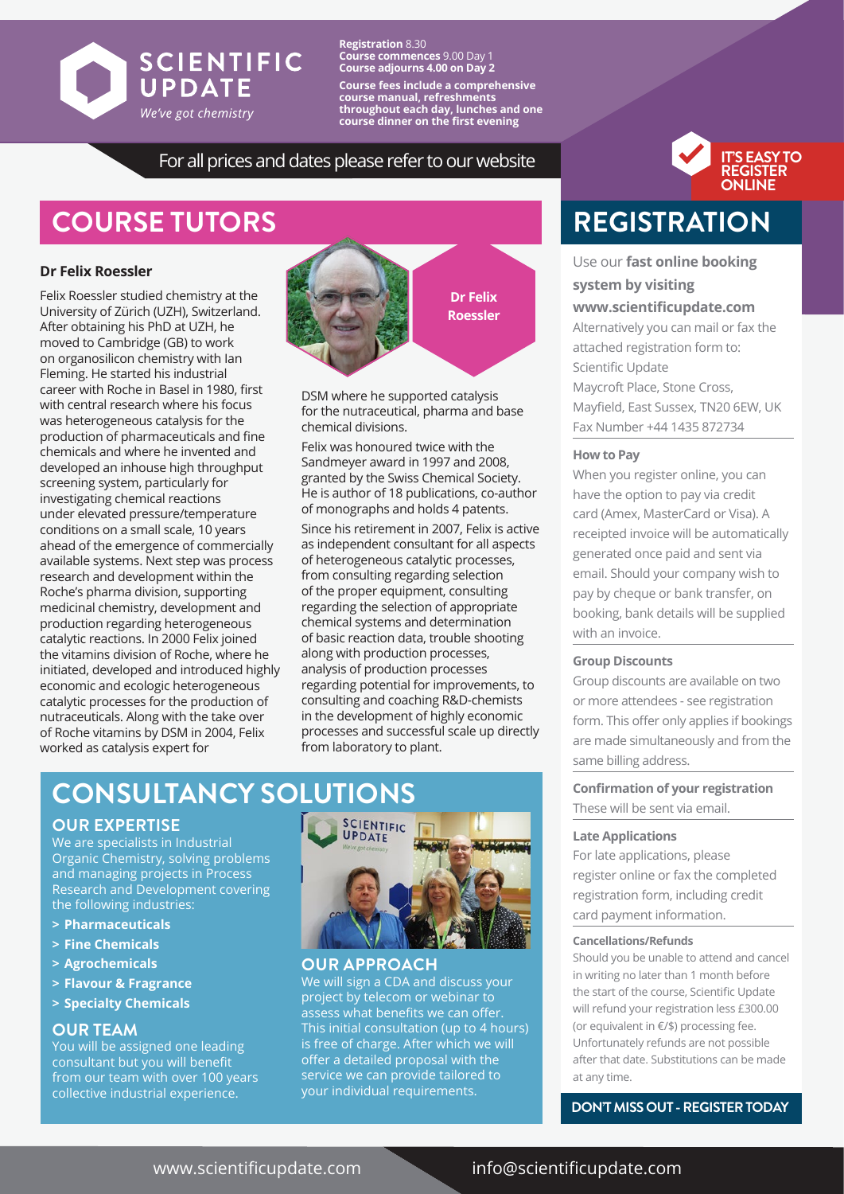**SCIENTIFIC UPDATE**
*We've got chemistry*

**Registration** 8.30
**Course commences** 9.00 Day 1
**Course adjourns 4.00 on Day 2**

**Course fees include a comprehensive course manual, refreshments throughout each day, lunches and one course dinner on the first evening**

For all prices and dates please refer to our website

# COURSE TUTORS

### Dr Felix Roessler

Felix Roessler studied chemistry at the University of Zürich (UZH), Switzerland. After obtaining his PhD at UZH, he moved to Cambridge (GB) to work on organosilicon chemistry with Ian Fleming. He started his industrial career with Roche in Basel in 1980, first with central research where his focus was heterogeneous catalysis for the production of pharmaceuticals and fine chemicals and where he invented and developed an inhouse high throughput screening system, particularly for investigating chemical reactions under elevated pressure/temperature conditions on a small scale, 10 years ahead of the emergence of commercially available systems. Next step was process research and development within the Roche's pharma division, supporting medicinal chemistry, development and production regarding heterogeneous catalytic reactions. In 2000 Felix joined the vitamins division of Roche, where he initiated, developed and introduced highly economic and ecologic heterogeneous catalytic processes for the production of nutraceuticals. Along with the take over of Roche vitamins by DSM in 2004, Felix worked as catalysis expert for DSM where he supported catalysis for the nutraceutical, pharma and base chemical divisions.

**Dr Felix Roessler**

Felix was honoured twice with the Sandmeyer award in 1997 and 2008, granted by the Swiss Chemical Society. He is author of 18 publications, co-author of monographs and holds 4 patents.

Since his retirement in 2007, Felix is active as independent consultant for all aspects of heterogeneous catalytic processes, from consulting regarding selection of the proper equipment, consulting regarding the selection of appropriate chemical systems and determination of basic reaction data, trouble shooting along with production processes, analysis of production processes regarding potential for improvements, to consulting and coaching R&D-chemists in the development of highly economic processes and successful scale up directly from laboratory to plant.

# CONSULTANCY SOLUTIONS

## OUR EXPERTISE

We are specialists in Industrial Organic Chemistry, solving problems and managing projects in Process Research and Development covering the following industries:

- **Pharmaceuticals**
- **Fine Chemicals**
- **Agrochemicals**
- **Flavour & Fragrance**
- **Specialty Chemicals**

## OUR TEAM

You will be assigned one leading consultant but you will benefit from our team with over 100 years collective industrial experience.

## OUR APPROACH

We will sign a CDA and discuss your project by telecom or webinar to assess what benefits we can offer. This initial consultation (up to 4 hours) is free of charge. After which we will offer a detailed proposal with the service we can provide tailored to your individual requirements.

**IT'S EASY TO REGISTER ONLINE**

# REGISTRATION

Use our **fast online booking system by visiting www.scientificupdate.com**
Alternatively you can mail or fax the attached registration form to:
Scientific Update
Maycroft Place, Stone Cross,
Mayfield, East Sussex, TN20 6EW, UK
Fax Number +44 1435 872734

### How to Pay

When you register online, you can have the option to pay via credit card (Amex, MasterCard or Visa). A receipted invoice will be automatically generated once paid and sent via email. Should your company wish to pay by cheque or bank transfer, on booking, bank details will be supplied with an invoice.

### Group Discounts

Group discounts are available on two or more attendees - see registration form. This offer only applies if bookings are made simultaneously and from the same billing address.

### Confirmation of your registration

These will be sent via email.

### Late Applications

For late applications, please register online or fax the completed registration form, including credit card payment information.

### Cancellations/Refunds

Should you be unable to attend and cancel in writing no later than 1 month before the start of the course, Scientific Update will refund your registration less £300.00 (or equivalent in €/$) processing fee. Unfortunately refunds are not possible after that date. Substitutions can be made at any time.

**DON'T MISS OUT - REGISTER TODAY**

www.scientificupdate.com info@scientificupdate.com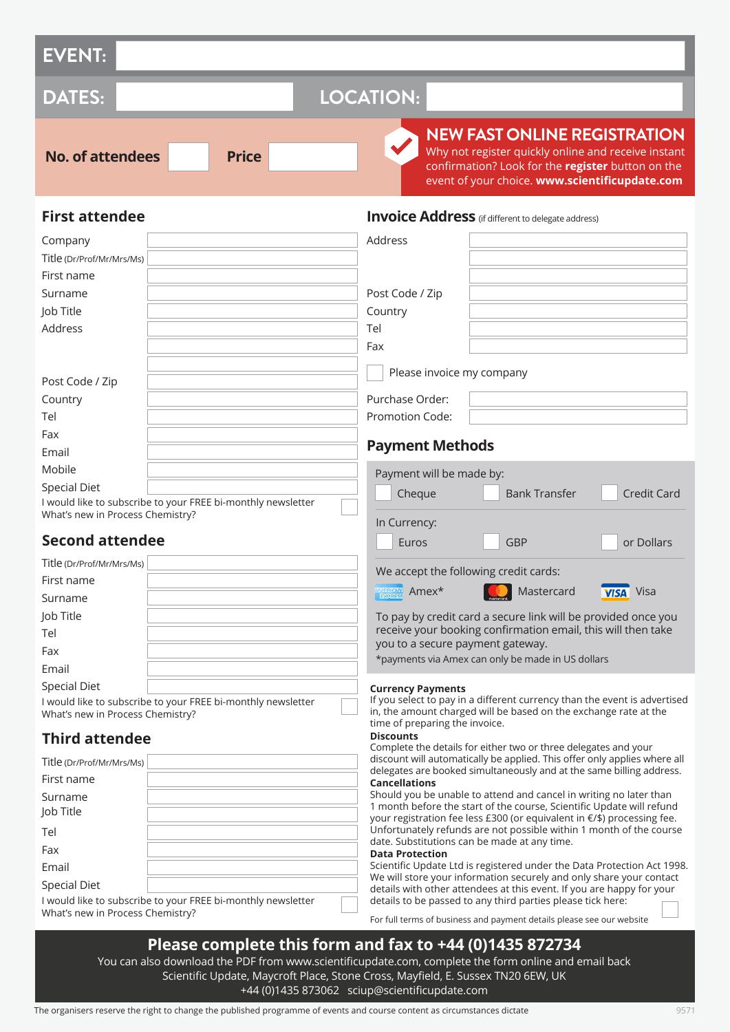**EVENT:**

**DATES:** **LOCATION:**

**No. of attendees** **Price**

## NEW FAST ONLINE REGISTRATION

Why not register quickly online and receive instant confirmation? Look for the **register** button on the event of your choice. **www.scientificupdate.com**

## First attendee

Company

Title (Dr/Prof/Mr/Mrs/Ms)

First name

Surname

Job Title

Address

Post Code / Zip

Country

Tel

Fax

Email

Mobile

Special Diet

I would like to subscribe to your FREE bi-monthly newsletter What's new in Process Chemistry?

## Second attendee

Title (Dr/Prof/Mr/Mrs/Ms)

First name

Surname

Job Title

Tel

Fax

Email

Special Diet

I would like to subscribe to your FREE bi-monthly newsletter What's new in Process Chemistry?

## Third attendee

Title (Dr/Prof/Mr/Mrs/Ms)

First name

Surname

Job Title

Tel

Fax

Email

Special Diet

I would like to subscribe to your FREE bi-monthly newsletter What's new in Process Chemistry?

## Invoice Address (if different to delegate address)

Address

Post Code / Zip

Country

Tel

Fax

Please invoice my company

Purchase Order:

Promotion Code:

## Payment Methods

Payment will be made by:

Cheque Bank Transfer Credit Card

In Currency:

Euros GBP or Dollars

We accept the following credit cards:

Amex* Mastercard Visa

To pay by credit card a secure link will be provided once you receive your booking confirmation email, this will then take you to a secure payment gateway.

*payments via Amex can only be made in US dollars

**Currency Payments**
If you select to pay in a different currency than the event is advertised in, the amount charged will be based on the exchange rate at the time of preparing the invoice.

**Discounts**
Complete the details for either two or three delegates and your discount will automatically be applied. This offer only applies where all delegates are booked simultaneously and at the same billing address.

**Cancellations**
Should you be unable to attend and cancel in writing no later than 1 month before the start of the course, Scientific Update will refund your registration fee less £300 (or equivalent in €/$) processing fee. Unfortunately refunds are not possible within 1 month of the course date. Substitutions can be made at any time.

**Data Protection**
Scientific Update Ltd is registered under the Data Protection Act 1998. We will store your information securely and only share your contact details with other attendees at this event. If you are happy for your details to be passed to any third parties please tick here:

For full terms of business and payment details please see our website

## Please complete this form and fax to +44 (0)1435 872734

You can also download the PDF from www.scientificupdate.com, complete the form online and email back
Scientific Update, Maycroft Place, Stone Cross, Mayfield, E. Sussex TN20 6EW, UK
+44 (0)1435 873062 sciup@scientificupdate.com

The organisers reserve the right to change the published programme of events and course content as circumstances dictate

9571